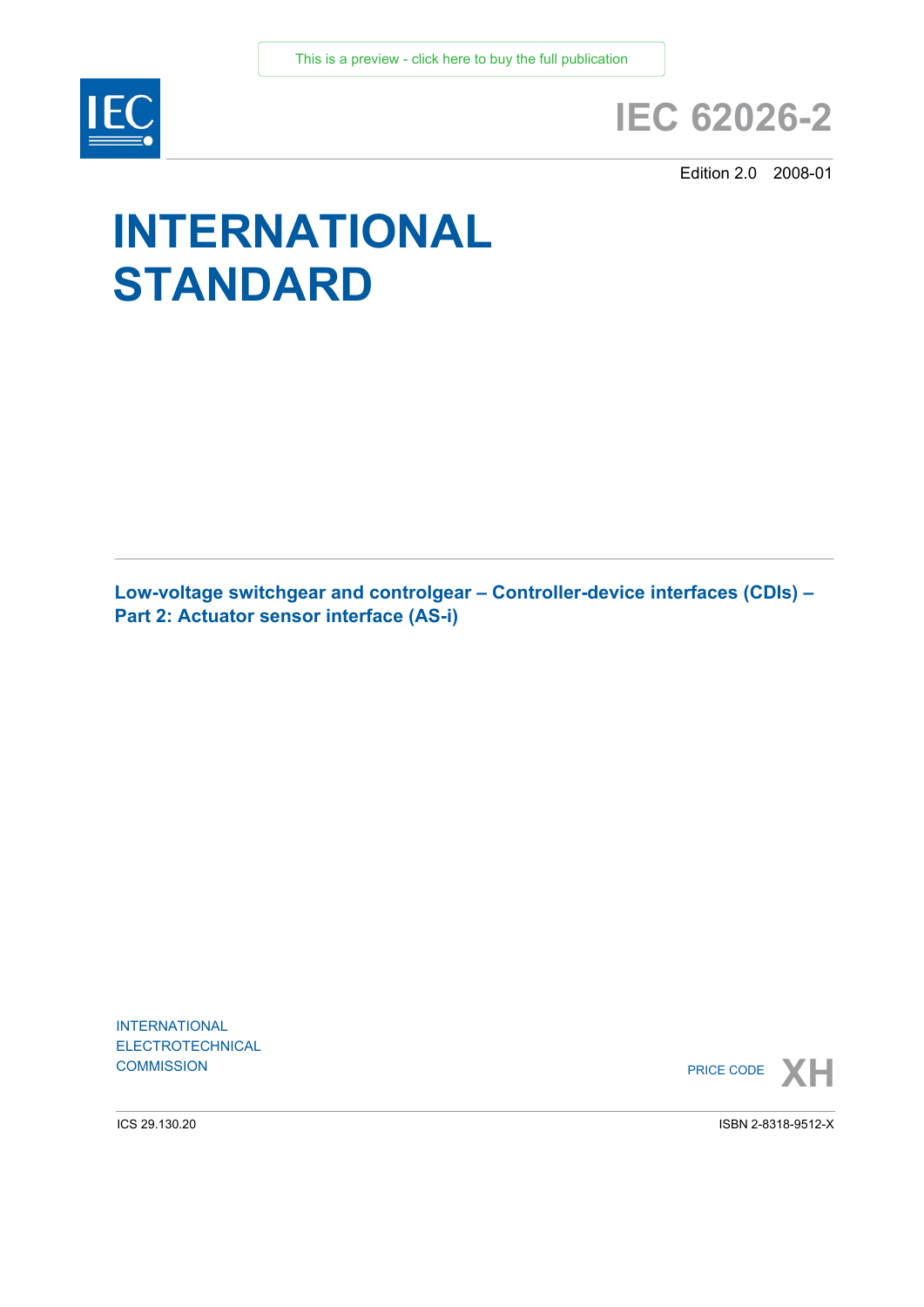This is a preview - click here to buy the full publication

IEC

# IEC 62026-2

Edition 2.0 2008-01

# INTERNATIONAL STANDARD

**Low-voltage switchgear and controlgear – Controller-device interfaces (CDIs) – Part 2: Actuator sensor interface (AS-i)**

INTERNATIONAL ELECTROTECHNICAL COMMISSION

PRICE CODE **XH**

ICS 29.130.20

ISBN 2-8318-9512-X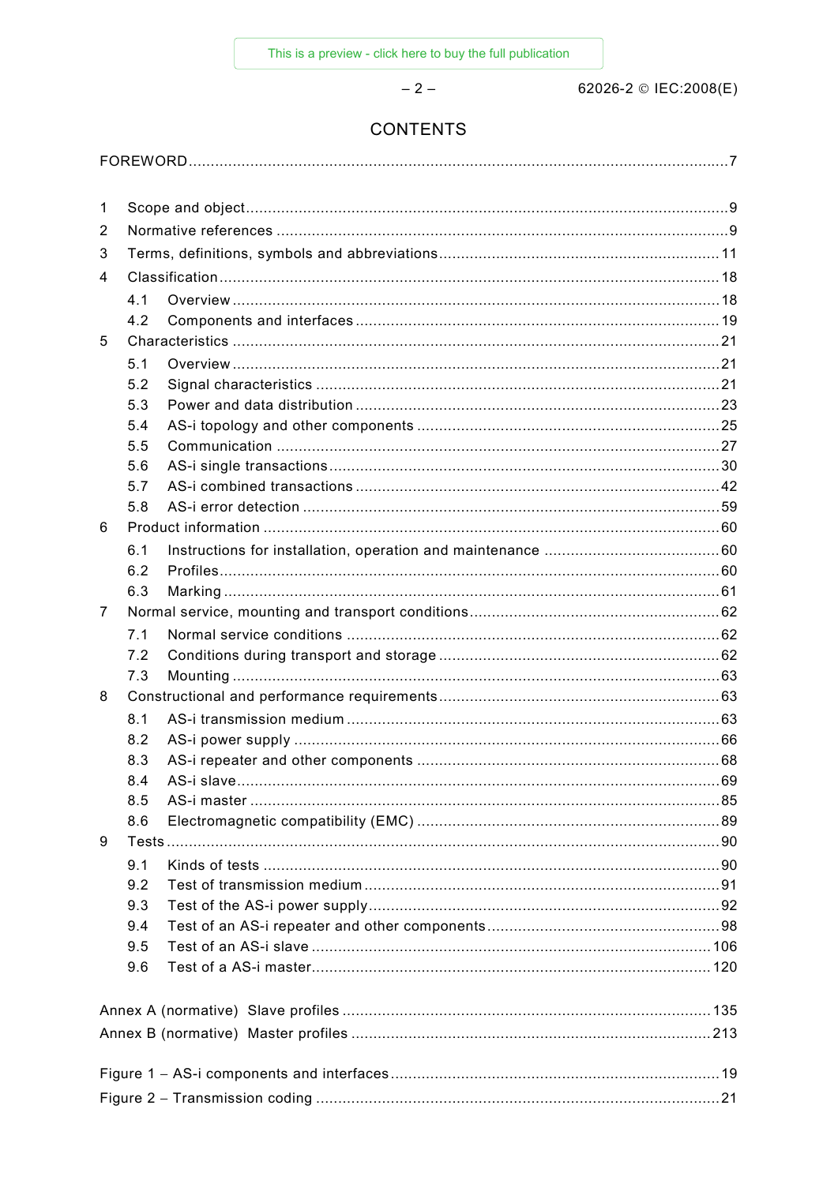# CONTENTS

FOREWORD .......... 7

1 Scope and object .......... 9
2 Normative references .......... 9
3 Terms, definitions, symbols and abbreviations .......... 11
4 Classification .......... 18
  4.1 Overview .......... 18
  4.2 Components and interfaces .......... 19
5 Characteristics .......... 21
  5.1 Overview .......... 21
  5.2 Signal characteristics .......... 21
  5.3 Power and data distribution .......... 23
  5.4 AS-i topology and other components .......... 25
  5.5 Communication .......... 27
  5.6 AS-i single transactions .......... 30
  5.7 AS-i combined transactions .......... 42
  5.8 AS-i error detection .......... 59
6 Product information .......... 60
  6.1 Instructions for installation, operation and maintenance .......... 60
  6.2 Profiles .......... 60
  6.3 Marking .......... 61
7 Normal service, mounting and transport conditions .......... 62
  7.1 Normal service conditions .......... 62
  7.2 Conditions during transport and storage .......... 62
  7.3 Mounting .......... 63
8 Constructional and performance requirements .......... 63
  8.1 AS-i transmission medium .......... 63
  8.2 AS-i power supply .......... 66
  8.3 AS-i repeater and other components .......... 68
  8.4 AS-i slave .......... 69
  8.5 AS-i master .......... 85
  8.6 Electromagnetic compatibility (EMC) .......... 89
9 Tests .......... 90
  9.1 Kinds of tests .......... 90
  9.2 Test of transmission medium .......... 91
  9.3 Test of the AS-i power supply .......... 92
  9.4 Test of an AS-i repeater and other components .......... 98
  9.5 Test of an AS-i slave .......... 106
  9.6 Test of a AS-i master .......... 120

Annex A (normative) Slave profiles .......... 135
Annex B (normative) Master profiles .......... 213

Figure 1 – AS-i components and interfaces .......... 19
Figure 2 – Transmission coding .......... 21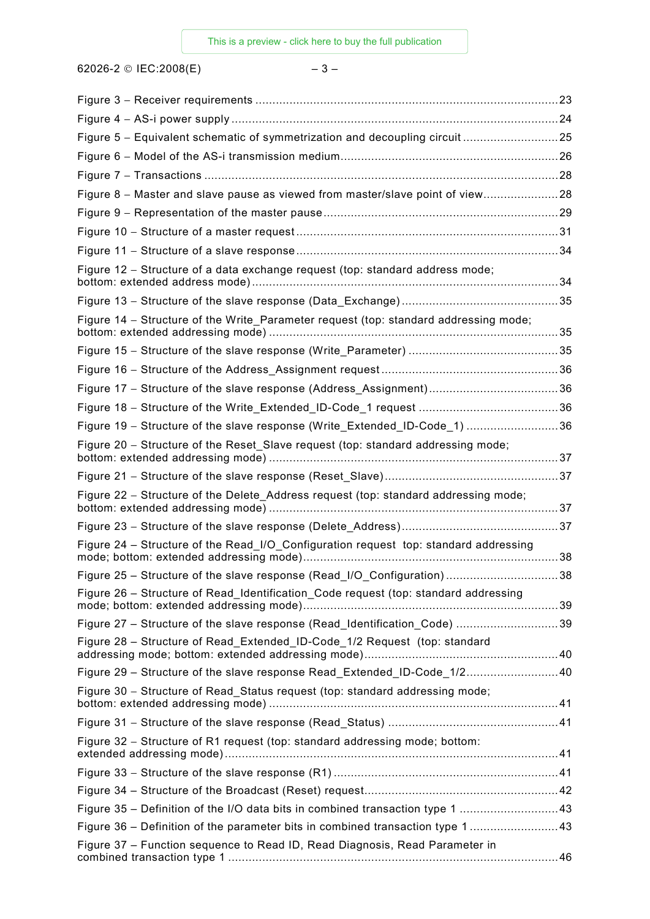Figure 3 – Receiver requirements ........................................................................................ 23
Figure 4 – AS-i power supply ............................................................................................... 24
Figure 5 – Equivalent schematic of symmetrization and decoupling circuit ............................ 25
Figure 6 – Model of the AS-i transmission medium ............................................................... 26
Figure 7 – Transactions ....................................................................................................... 28
Figure 8 – Master and slave pause as viewed from master/slave point of view ...................... 28
Figure 9 – Representation of the master pause .................................................................... 29
Figure 10 – Structure of a master request ............................................................................ 31
Figure 11 – Structure of a slave response ............................................................................ 34
Figure 12 – Structure of a data exchange request (top: standard address mode; bottom: extended address mode) ........................................................................................ 34
Figure 13 – Structure of the slave response (Data_Exchange) .............................................. 35
Figure 14 – Structure of the Write_Parameter request (top: standard addressing mode; bottom: extended addressing mode) .................................................................................... 35
Figure 15 – Structure of the slave response (Write_Parameter) ............................................ 35
Figure 16 – Structure of the Address_Assignment request .................................................... 36
Figure 17 – Structure of the slave response (Address_Assignment) ...................................... 36
Figure 18 – Structure of the Write_Extended_ID-Code_1 request ......................................... 36
Figure 19 – Structure of the slave response (Write_Extended_ID-Code_1) ........................... 36
Figure 20 – Structure of the Reset_Slave request (top: standard addressing mode; bottom: extended addressing mode) .................................................................................... 37
Figure 21 – Structure of the slave response (Reset_Slave) ................................................... 37
Figure 22 – Structure of the Delete_Address request (top: standard addressing mode; bottom: extended addressing mode) .................................................................................... 37
Figure 23 – Structure of the slave response (Delete_Address) .............................................. 37
Figure 24 – Structure of the Read_I/O_Configuration request top: standard addressing mode; bottom: extended addressing mode) .......................................................................... 38
Figure 25 – Structure of the slave response (Read_I/O_Configuration) ................................. 38
Figure 26 – Structure of Read_Identification_Code request (top: standard addressing mode; bottom: extended addressing mode) .......................................................................... 39
Figure 27 – Structure of the slave response (Read_Identification_Code) .............................. 39
Figure 28 – Structure of Read_Extended_ID-Code_1/2 Request (top: standard addressing mode; bottom: extended addressing mode) ......................................................... 40
Figure 29 – Structure of the slave response Read_Extended_ID-Code_1/2 ........................... 40
Figure 30 – Structure of Read_Status request (top: standard addressing mode; bottom: extended addressing mode) .................................................................................... 41
Figure 31 – Structure of the slave response (Read_Status) .................................................. 41
Figure 32 – Structure of R1 request (top: standard addressing mode; bottom: extended addressing mode) ................................................................................................. 41
Figure 33 – Structure of the slave response (R1) .................................................................. 41
Figure 34 – Structure of the Broadcast (Reset) request ......................................................... 42
Figure 35 – Definition of the I/O data bits in combined transaction type 1 ............................. 43
Figure 36 – Definition of the parameter bits in combined transaction type 1 .......................... 43
Figure 37 – Function sequence to Read ID, Read Diagnosis, Read Parameter in combined transaction type 1 ................................................................................................. 46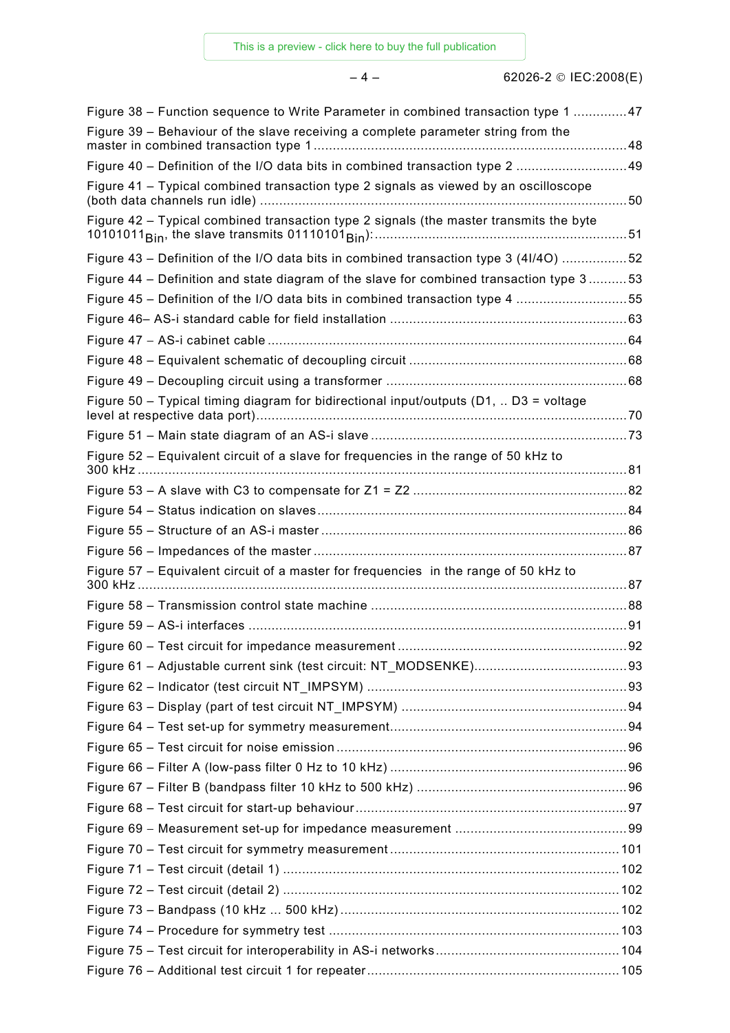Figure 38 – Function sequence to Write Parameter in combined transaction type 1 ..............47

Figure 39 – Behaviour of the slave receiving a complete parameter string from the master in combined transaction type 1 ..........................................................................................48

Figure 40 – Definition of the I/O data bits in combined transaction type 2 .............................49

Figure 41 – Typical combined transaction type 2 signals as viewed by an oscilloscope (both data channels run idle) ................................................................................................50

Figure 42 – Typical combined transaction type 2 signals (the master transmits the byte $10101011_{Bin}$, the slave transmits $01110101_{Bin}$):..................................................................51

Figure 43 – Definition of the I/O data bits in combined transaction type 3 (4I/4O) .................52

Figure 44 – Definition and state diagram of the slave for combined transaction type 3 ..........53

Figure 45 – Definition of the I/O data bits in combined transaction type 4 .............................55

Figure 46– AS-i standard cable for field installation .............................................................63

Figure 47 – AS-i cabinet cable .............................................................................................64

Figure 48 – Equivalent schematic of decoupling circuit .........................................................68

Figure 49 – Decoupling circuit using a transformer ...............................................................68

Figure 50 – Typical timing diagram for bidirectional input/outputs (D1, .. D3 = voltage level at respective data port)................................................................................................70

Figure 51 – Main state diagram of an AS-i slave ..................................................................73

Figure 52 – Equivalent circuit of a slave for frequencies in the range of 50 kHz to 300 kHz ...............................................................................................................................81

Figure 53 – A slave with C3 to compensate for Z1 = Z2 ........................................................82

Figure 54 – Status indication on slaves.................................................................................84

Figure 55 – Structure of an AS-i master ................................................................................86

Figure 56 – Impedances of the master ..................................................................................87

Figure 57 – Equivalent circuit of a master for frequencies in the range of 50 kHz to 300 kHz ...............................................................................................................................87

Figure 58 – Transmission control state machine ...................................................................88

Figure 59 – AS-i interfaces ...................................................................................................91

Figure 60 – Test circuit for impedance measurement ............................................................92

Figure 61 – Adjustable current sink (test circuit: NT_MODSENKE)........................................93

Figure 62 – Indicator (test circuit NT_IMPSYM) ....................................................................93

Figure 63 – Display (part of test circuit NT_IMPSYM) ...........................................................94

Figure 64 – Test set-up for symmetry measurement..............................................................94

Figure 65 – Test circuit for noise emission ............................................................................96

Figure 66 – Filter A (low-pass filter 0 Hz to 10 kHz) ..............................................................96

Figure 67 – Filter B (bandpass filter 10 kHz to 500 kHz) .......................................................96

Figure 68 – Test circuit for start-up behaviour.......................................................................97

Figure 69 – Measurement set-up for impedance measurement .............................................99

Figure 70 – Test circuit for symmetry measurement............................................................101

Figure 71 – Test circuit (detail 1) ........................................................................................102

Figure 72 – Test circuit (detail 2) ........................................................................................102

Figure 73 – Bandpass (10 kHz ... 500 kHz).........................................................................102

Figure 74 – Procedure for symmetry test ............................................................................103

Figure 75 – Test circuit for interoperability in AS-i networks................................................104

Figure 76 – Additional test circuit 1 for repeater..................................................................105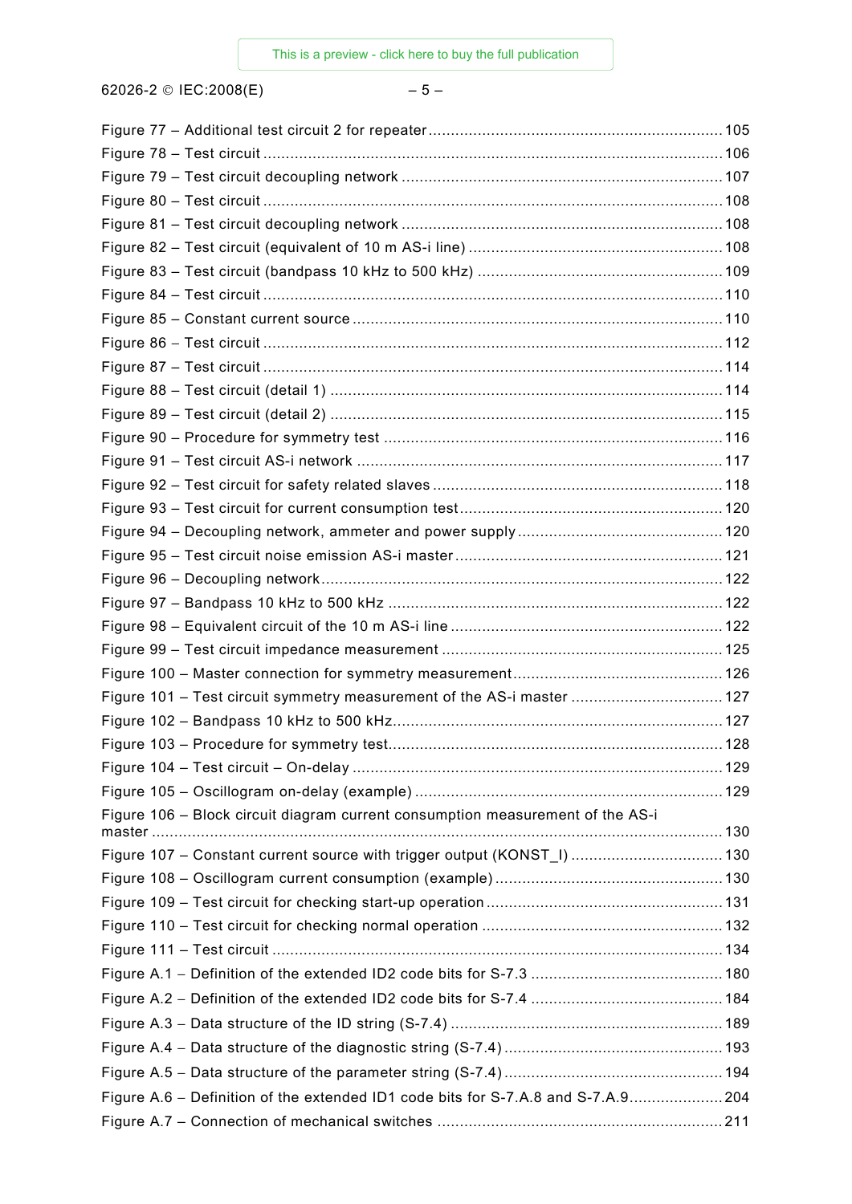Figure 77 – Additional test circuit 2 for repeater ........ 105
Figure 78 – Test circuit ........ 106
Figure 79 – Test circuit decoupling network ........ 107
Figure 80 – Test circuit ........ 108
Figure 81 – Test circuit decoupling network ........ 108
Figure 82 – Test circuit (equivalent of 10 m AS-i line) ........ 108
Figure 83 – Test circuit (bandpass 10 kHz to 500 kHz) ........ 109
Figure 84 – Test circuit ........ 110
Figure 85 – Constant current source ........ 110
Figure 86 – Test circuit ........ 112
Figure 87 – Test circuit ........ 114
Figure 88 – Test circuit (detail 1) ........ 114
Figure 89 – Test circuit (detail 2) ........ 115
Figure 90 – Procedure for symmetry test ........ 116
Figure 91 – Test circuit AS-i network ........ 117
Figure 92 – Test circuit for safety related slaves ........ 118
Figure 93 – Test circuit for current consumption test ........ 120
Figure 94 – Decoupling network, ammeter and power supply ........ 120
Figure 95 – Test circuit noise emission AS-i master ........ 121
Figure 96 – Decoupling network ........ 122
Figure 97 – Bandpass 10 kHz to 500 kHz ........ 122
Figure 98 – Equivalent circuit of the 10 m AS-i line ........ 122
Figure 99 – Test circuit impedance measurement ........ 125
Figure 100 – Master connection for symmetry measurement ........ 126
Figure 101 – Test circuit symmetry measurement of the AS-i master ........ 127
Figure 102 – Bandpass 10 kHz to 500 kHz ........ 127
Figure 103 – Procedure for symmetry test ........ 128
Figure 104 – Test circuit – On-delay ........ 129
Figure 105 – Oscillogram on-delay (example) ........ 129
Figure 106 – Block circuit diagram current consumption measurement of the AS-i master ........ 130
Figure 107 – Constant current source with trigger output (KONST_I) ........ 130
Figure 108 – Oscillogram current consumption (example) ........ 130
Figure 109 – Test circuit for checking start-up operation ........ 131
Figure 110 – Test circuit for checking normal operation ........ 132
Figure 111 – Test circuit ........ 134
Figure A.1 – Definition of the extended ID2 code bits for S-7.3 ........ 180
Figure A.2 – Definition of the extended ID2 code bits for S-7.4 ........ 184
Figure A.3 – Data structure of the ID string (S-7.4) ........ 189
Figure A.4 – Data structure of the diagnostic string (S-7.4) ........ 193
Figure A.5 – Data structure of the parameter string (S-7.4) ........ 194
Figure A.6 – Definition of the extended ID1 code bits for S-7.A.8 and S-7.A.9 ........ 204
Figure A.7 – Connection of mechanical switches ........ 211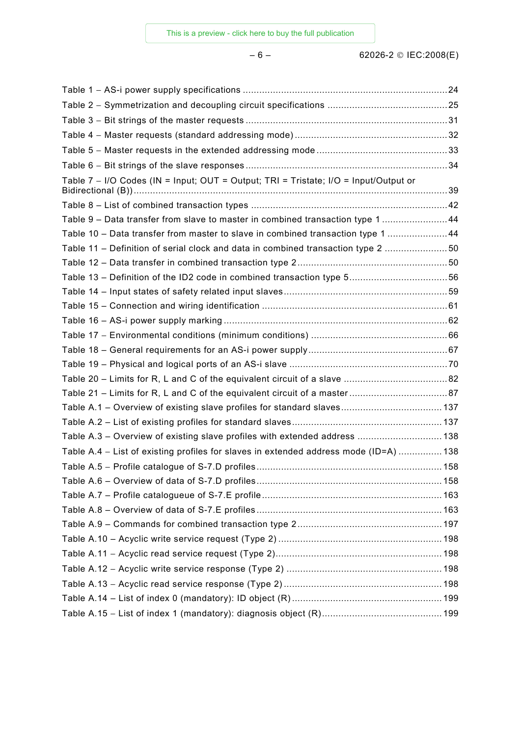Table 1 – AS-i power supply specifications ........................................................................... 24

Table 2 – Symmetrization and decoupling circuit specifications ............................................ 25

Table 3 – Bit strings of the master requests .......................................................................... 31

Table 4 – Master requests (standard addressing mode) ........................................................ 32

Table 5 – Master requests in the extended addressing mode ................................................ 33

Table 6 – Bit strings of the slave responses .......................................................................... 34

Table 7 – I/O Codes (IN = Input; OUT = Output; TRI = Tristate; I/O = Input/Output or Bidirectional (B)) .................................................................................................................. 39

Table 8 – List of combined transaction types ........................................................................ 42

Table 9 – Data transfer from slave to master in combined transaction type 1 ........................ 44

Table 10 – Data transfer from master to slave in combined transaction type 1 ...................... 44

Table 11 – Definition of serial clock and data in combined transaction type 2 ....................... 50

Table 12 – Data transfer in combined transaction type 2 ....................................................... 50

Table 13 – Definition of the ID2 code in combined transaction type 5 .................................... 56

Table 14 – Input states of safety related input slaves ............................................................ 59

Table 15 – Connection and wiring identification .................................................................... 61

Table 16 – AS-i power supply marking .................................................................................. 62

Table 17 – Environmental conditions (minimum conditions) .................................................. 66

Table 18 – General requirements for an AS-i power supply ................................................... 67

Table 19 – Physical and logical ports of an AS-i slave .......................................................... 70

Table 20 – Limits for R, L and C of the equivalent circuit of a slave ...................................... 82

Table 21 – Limits for R, L and C of the equivalent circuit of a master .................................... 87

Table A.1 – Overview of existing slave profiles for standard slaves ..................................... 137

Table A.2 – List of existing profiles for standard slaves ....................................................... 137

Table A.3 – Overview of existing slave profiles with extended address ............................... 138

Table A.4 – List of existing profiles for slaves in extended address mode (ID=A) ................ 138

Table A.5 – Profile catalogue of S-7.D profiles .................................................................... 158

Table A.6 – Overview of data of S-7.D profiles .................................................................... 158

Table A.7 – Profile catalogueue of S-7.E profile .................................................................. 163

Table A.8 – Overview of data of S-7.E profiles .................................................................... 163

Table A.9 – Commands for combined transaction type 2 ..................................................... 197

Table A.10 – Acyclic write service request (Type 2) ............................................................ 198

Table A.11 – Acyclic read service request (Type 2) ............................................................. 198

Table A.12 – Acyclic write service response (Type 2) ......................................................... 198

Table A.13 – Acyclic read service response (Type 2) .......................................................... 198

Table A.14 – List of index 0 (mandatory): ID object (R) ....................................................... 199

Table A.15 – List of index 1 (mandatory): diagnosis object (R) ............................................ 199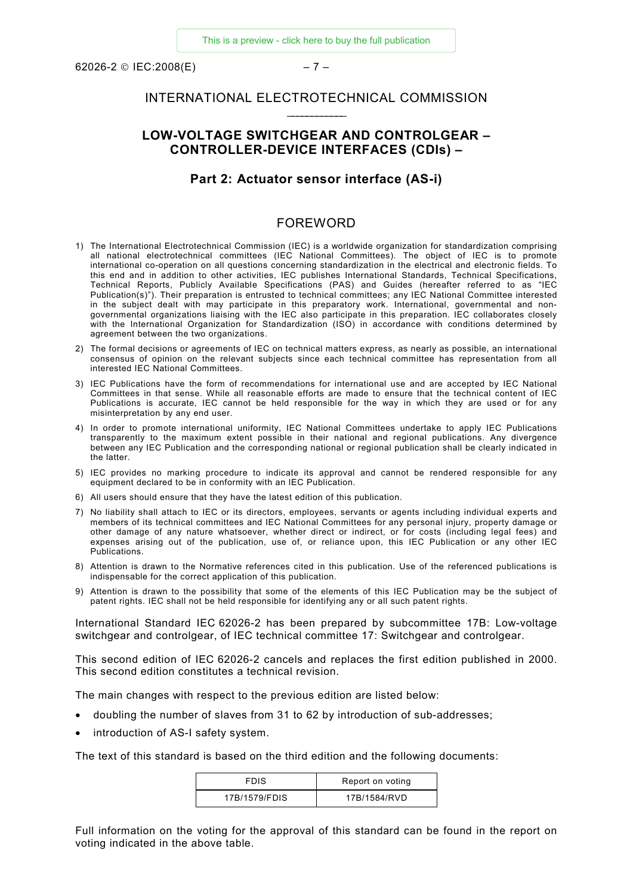# INTERNATIONAL ELECTROTECHNICAL COMMISSION

___________

## LOW-VOLTAGE SWITCHGEAR AND CONTROLGEAR – CONTROLLER-DEVICE INTERFACES (CDIs) –

## Part 2: Actuator sensor interface (AS-i)

## FOREWORD

1) The International Electrotechnical Commission (IEC) is a worldwide organization for standardization comprising all national electrotechnical committees (IEC National Committees). The object of IEC is to promote international co-operation on all questions concerning standardization in the electrical and electronic fields. To this end and in addition to other activities, IEC publishes International Standards, Technical Specifications, Technical Reports, Publicly Available Specifications (PAS) and Guides (hereafter referred to as "IEC Publication(s)"). Their preparation is entrusted to technical committees; any IEC National Committee interested in the subject dealt with may participate in this preparatory work. International, governmental and non-governmental organizations liaising with the IEC also participate in this preparation. IEC collaborates closely with the International Organization for Standardization (ISO) in accordance with conditions determined by agreement between the two organizations.
2) The formal decisions or agreements of IEC on technical matters express, as nearly as possible, an international consensus of opinion on the relevant subjects since each technical committee has representation from all interested IEC National Committees.
3) IEC Publications have the form of recommendations for international use and are accepted by IEC National Committees in that sense. While all reasonable efforts are made to ensure that the technical content of IEC Publications is accurate, IEC cannot be held responsible for the way in which they are used or for any misinterpretation by any end user.
4) In order to promote international uniformity, IEC National Committees undertake to apply IEC Publications transparently to the maximum extent possible in their national and regional publications. Any divergence between any IEC Publication and the corresponding national or regional publication shall be clearly indicated in the latter.
5) IEC provides no marking procedure to indicate its approval and cannot be rendered responsible for any equipment declared to be in conformity with an IEC Publication.
6) All users should ensure that they have the latest edition of this publication.
7) No liability shall attach to IEC or its directors, employees, servants or agents including individual experts and members of its technical committees and IEC National Committees for any personal injury, property damage or other damage of any nature whatsoever, whether direct or indirect, or for costs (including legal fees) and expenses arising out of the publication, use of, or reliance upon, this IEC Publication or any other IEC Publications.
8) Attention is drawn to the Normative references cited in this publication. Use of the referenced publications is indispensable for the correct application of this publication.
9) Attention is drawn to the possibility that some of the elements of this IEC Publication may be the subject of patent rights. IEC shall not be held responsible for identifying any or all such patent rights.

International Standard IEC 62026-2 has been prepared by subcommittee 17B: Low-voltage switchgear and controlgear, of IEC technical committee 17: Switchgear and controlgear.

This second edition of IEC 62026-2 cancels and replaces the first edition published in 2000. This second edition constitutes a technical revision.

The main changes with respect to the previous edition are listed below:

- doubling the number of slaves from 31 to 62 by introduction of sub-addresses;
- introduction of AS-I safety system.

The text of this standard is based on the third edition and the following documents:

| FDIS | Report on voting |
|---|---|
| 17B/1579/FDIS | 17B/1584/RVD |

Full information on the voting for the approval of this standard can be found in the report on voting indicated in the above table.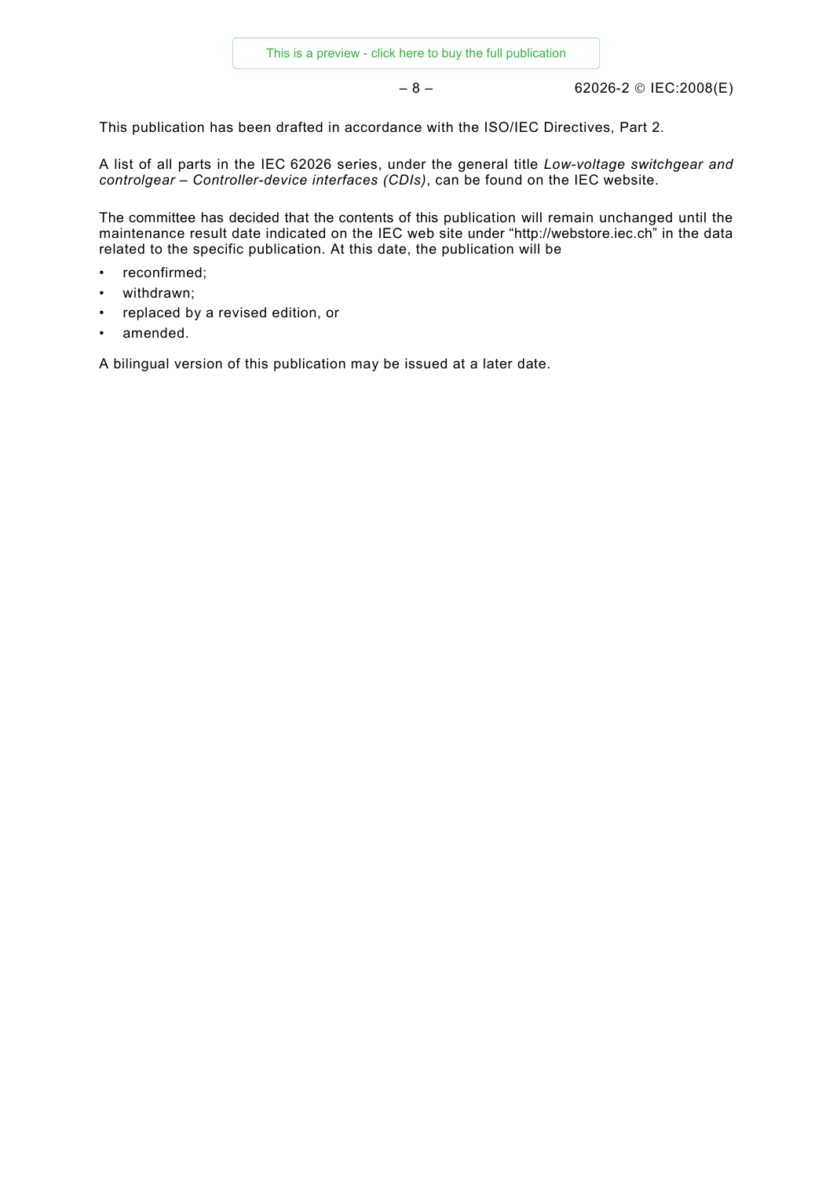This publication has been drafted in accordance with the ISO/IEC Directives, Part 2.

A list of all parts in the IEC 62026 series, under the general title *Low-voltage switchgear and controlgear – Controller-device interfaces (CDIs)*, can be found on the IEC website.

The committee has decided that the contents of this publication will remain unchanged until the maintenance result date indicated on the IEC web site under "http://webstore.iec.ch" in the data related to the specific publication. At this date, the publication will be

- reconfirmed;
- withdrawn;
- replaced by a revised edition, or
- amended.

A bilingual version of this publication may be issued at a later date.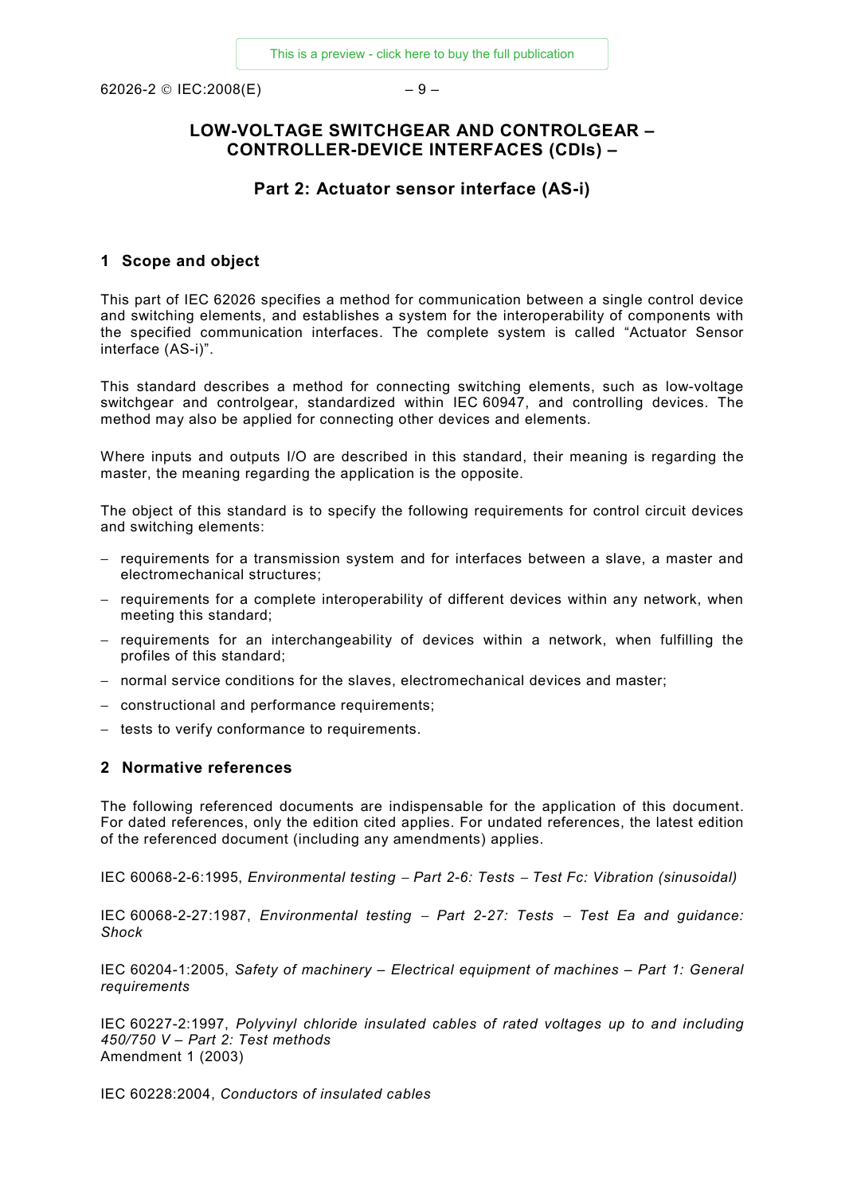# LOW-VOLTAGE SWITCHGEAR AND CONTROLGEAR – CONTROLLER-DEVICE INTERFACES (CDIs) –

## Part 2: Actuator sensor interface (AS-i)

## 1 Scope and object

This part of IEC 62026 specifies a method for communication between a single control device and switching elements, and establishes a system for the interoperability of components with the specified communication interfaces. The complete system is called "Actuator Sensor interface (AS-i)".

This standard describes a method for connecting switching elements, such as low-voltage switchgear and controlgear, standardized within IEC 60947, and controlling devices. The method may also be applied for connecting other devices and elements.

Where inputs and outputs I/O are described in this standard, their meaning is regarding the master, the meaning regarding the application is the opposite.

The object of this standard is to specify the following requirements for control circuit devices and switching elements:

- requirements for a transmission system and for interfaces between a slave, a master and electromechanical structures;
- requirements for a complete interoperability of different devices within any network, when meeting this standard;
- requirements for an interchangeability of devices within a network, when fulfilling the profiles of this standard;
- normal service conditions for the slaves, electromechanical devices and master;
- constructional and performance requirements;
- tests to verify conformance to requirements.

## 2 Normative references

The following referenced documents are indispensable for the application of this document. For dated references, only the edition cited applies. For undated references, the latest edition of the referenced document (including any amendments) applies.

IEC 60068-2-6:1995, *Environmental testing – Part 2-6: Tests – Test Fc: Vibration (sinusoidal)*

IEC 60068-2-27:1987, *Environmental testing – Part 2-27: Tests – Test Ea and guidance: Shock*

IEC 60204-1:2005, *Safety of machinery – Electrical equipment of machines – Part 1: General requirements*

IEC 60227-2:1997, *Polyvinyl chloride insulated cables of rated voltages up to and including 450/750 V – Part 2: Test methods*
Amendment 1 (2003)

IEC 60228:2004, *Conductors of insulated cables*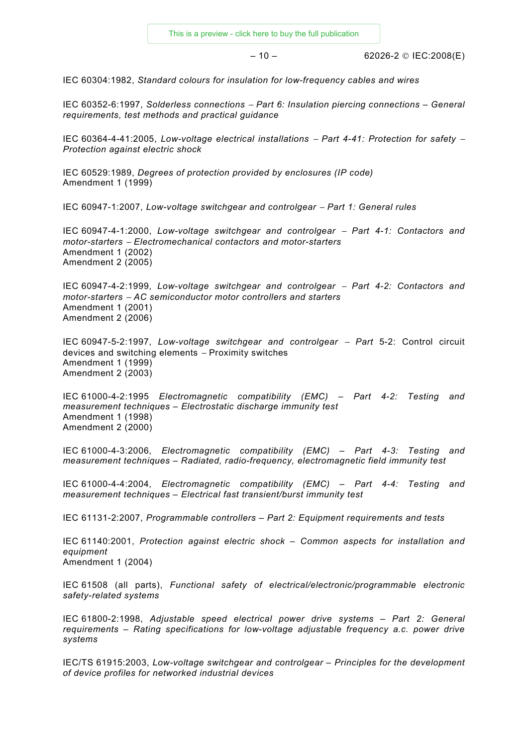IEC 60304:1982, *Standard colours for insulation for low-frequency cables and wires*

IEC 60352-6:1997, *Solderless connections – Part 6: Insulation piercing connections – General requirements, test methods and practical guidance*

IEC 60364-4-41:2005, *Low-voltage electrical installations – Part 4-41: Protection for safety – Protection against electric shock*

IEC 60529:1989, *Degrees of protection provided by enclosures (IP code)*
Amendment 1 (1999)

IEC 60947-1:2007, *Low-voltage switchgear and controlgear – Part 1: General rules*

IEC 60947-4-1:2000, *Low-voltage switchgear and controlgear – Part 4-1: Contactors and motor-starters – Electromechanical contactors and motor-starters*
Amendment 1 (2002)
Amendment 2 (2005)

IEC 60947-4-2:1999, *Low-voltage switchgear and controlgear – Part 4-2: Contactors and motor-starters – AC semiconductor motor controllers and starters*
Amendment 1 (2001)
Amendment 2 (2006)

IEC 60947-5-2:1997, *Low-voltage switchgear and controlgear – Part* 5-2: Control circuit devices and switching elements – Proximity switches
Amendment 1 (1999)
Amendment 2 (2003)

IEC 61000-4-2:1995 *Electromagnetic compatibility (EMC) – Part 4-2: Testing and measurement techniques – Electrostatic discharge immunity test*
Amendment 1 (1998)
Amendment 2 (2000)

IEC 61000-4-3:2006, *Electromagnetic compatibility (EMC) – Part 4-3: Testing and measurement techniques – Radiated, radio-frequency, electromagnetic field immunity test*

IEC 61000-4-4:2004, *Electromagnetic compatibility (EMC) – Part 4-4: Testing and measurement techniques – Electrical fast transient/burst immunity test*

IEC 61131-2:2007, *Programmable controllers – Part 2: Equipment requirements and tests*

IEC 61140:2001, *Protection against electric shock – Common aspects for installation and equipment*
Amendment 1 (2004)

IEC 61508 (all parts), *Functional safety of electrical/electronic/programmable electronic safety-related systems*

IEC 61800-2:1998, *Adjustable speed electrical power drive systems – Part 2: General requirements – Rating specifications for low-voltage adjustable frequency a.c. power drive systems*

IEC/TS 61915:2003, *Low-voltage switchgear and controlgear – Principles for the development of device profiles for networked industrial devices*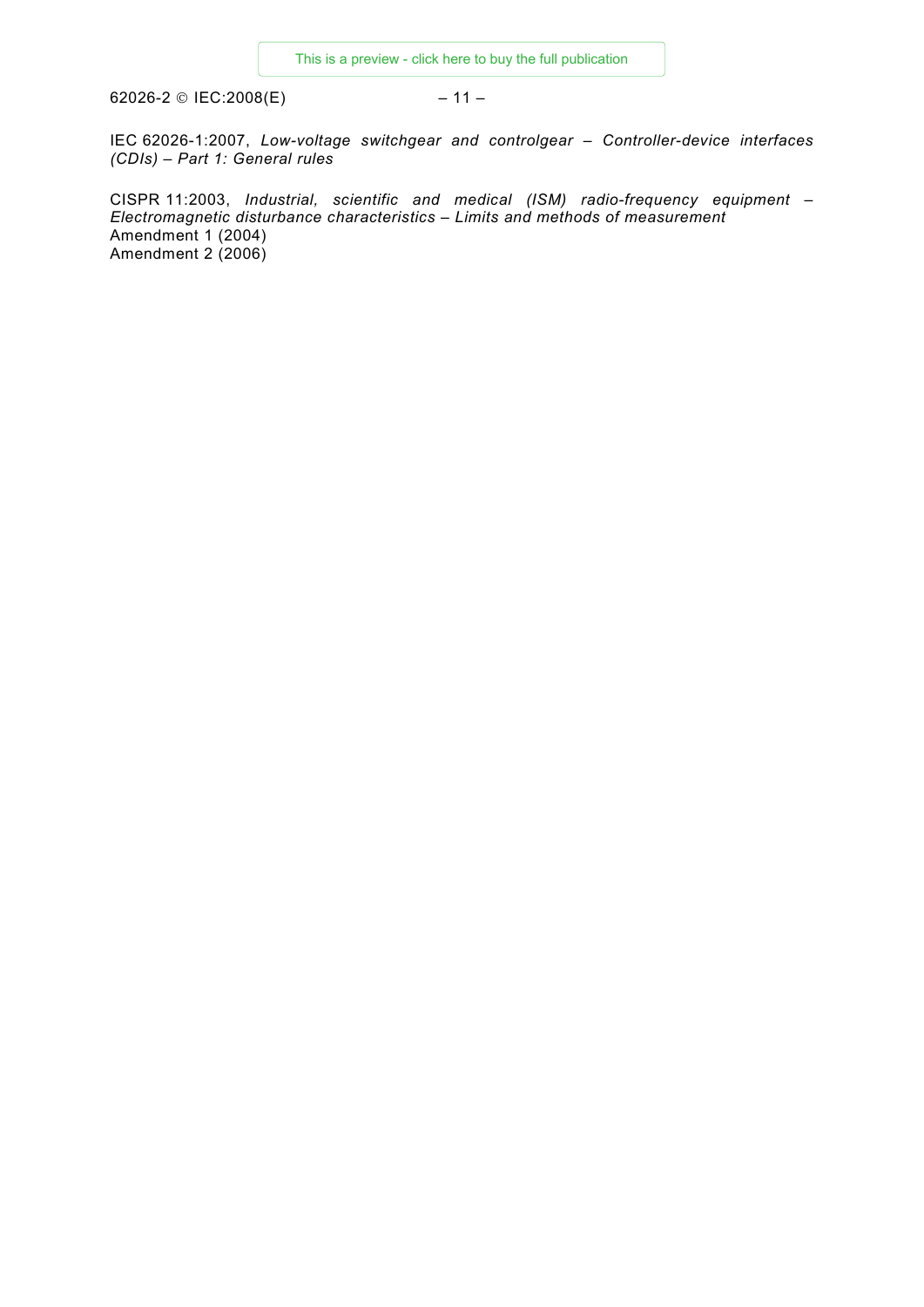IEC 62026-1:2007, *Low-voltage switchgear and controlgear – Controller-device interfaces (CDIs) – Part 1: General rules*

CISPR 11:2003, *Industrial, scientific and medical (ISM) radio-frequency equipment – Electromagnetic disturbance characteristics – Limits and methods of measurement*
Amendment 1 (2004)
Amendment 2 (2006)